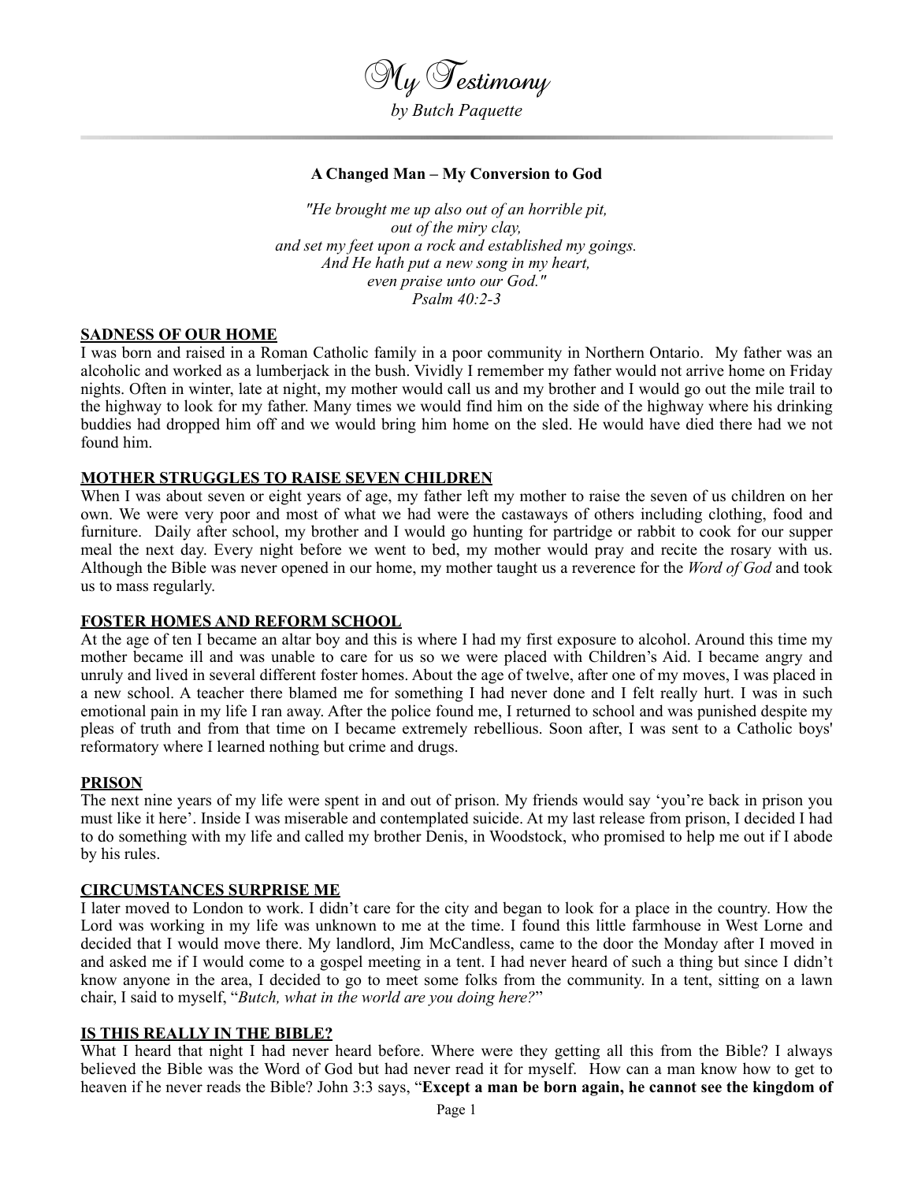# My Testimony

*by Butch Paquette*

### A Changed Man – My Conversion to God

*"He brought me up also out of an horrible pit,*
*out of the miry clay,*
*and set my feet upon a rock and established my goings.*
*And He hath put a new song in my heart,*
*even praise unto our God."*
*Psalm 40:2-3*

## SADNESS OF OUR HOME

I was born and raised in a Roman Catholic family in a poor community in Northern Ontario. My father was an alcoholic and worked as a lumberjack in the bush. Vividly I remember my father would not arrive home on Friday nights. Often in winter, late at night, my mother would call us and my brother and I would go out the mile trail to the highway to look for my father. Many times we would find him on the side of the highway where his drinking buddies had dropped him off and we would bring him home on the sled. He would have died there had we not found him.

## MOTHER STRUGGLES TO RAISE SEVEN CHILDREN

When I was about seven or eight years of age, my father left my mother to raise the seven of us children on her own. We were very poor and most of what we had were the castaways of others including clothing, food and furniture. Daily after school, my brother and I would go hunting for partridge or rabbit to cook for our supper meal the next day. Every night before we went to bed, my mother would pray and recite the rosary with us. Although the Bible was never opened in our home, my mother taught us a reverence for the *Word of God* and took us to mass regularly.

## FOSTER HOMES AND REFORM SCHOOL

At the age of ten I became an altar boy and this is where I had my first exposure to alcohol. Around this time my mother became ill and was unable to care for us so we were placed with Children's Aid. I became angry and unruly and lived in several different foster homes. About the age of twelve, after one of my moves, I was placed in a new school. A teacher there blamed me for something I had never done and I felt really hurt. I was in such emotional pain in my life I ran away. After the police found me, I returned to school and was punished despite my pleas of truth and from that time on I became extremely rebellious. Soon after, I was sent to a Catholic boys' reformatory where I learned nothing but crime and drugs.

## PRISON

The next nine years of my life were spent in and out of prison. My friends would say 'you're back in prison you must like it here'. Inside I was miserable and contemplated suicide. At my last release from prison, I decided I had to do something with my life and called my brother Denis, in Woodstock, who promised to help me out if I abode by his rules.

## CIRCUMSTANCES SURPRISE ME

I later moved to London to work. I didn't care for the city and began to look for a place in the country. How the Lord was working in my life was unknown to me at the time. I found this little farmhouse in West Lorne and decided that I would move there. My landlord, Jim McCandless, came to the door the Monday after I moved in and asked me if I would come to a gospel meeting in a tent. I had never heard of such a thing but since I didn't know anyone in the area, I decided to go to meet some folks from the community. In a tent, sitting on a lawn chair, I said to myself, "*Butch, what in the world are you doing here?*"

## IS THIS REALLY IN THE BIBLE?

What I heard that night I had never heard before. Where were they getting all this from the Bible? I always believed the Bible was the Word of God but had never read it for myself. How can a man know how to get to heaven if he never reads the Bible? John 3:3 says, "**Except a man be born again, he cannot see the kingdom of**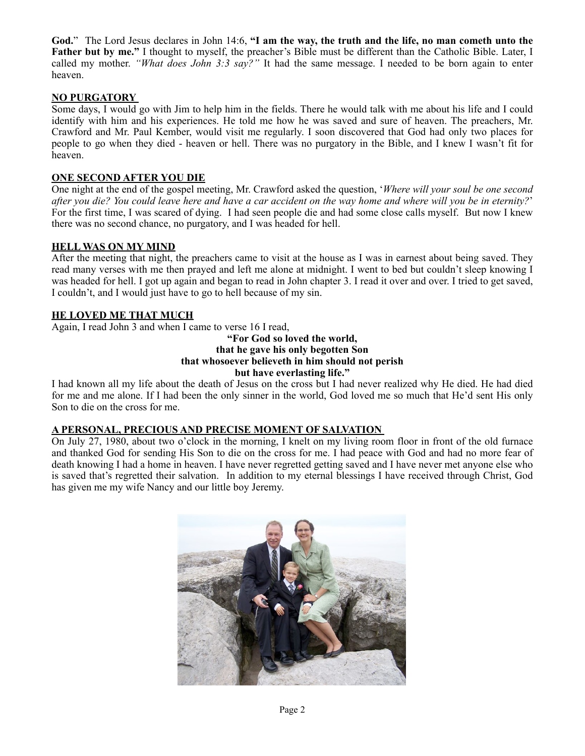**God.**" The Lord Jesus declares in John 14:6, **"I am the way, the truth and the life, no man cometh unto the Father but by me."** I thought to myself, the preacher's Bible must be different than the Catholic Bible. Later, I called my mother. *"What does John 3:3 say?"* It had the same message. I needed to be born again to enter heaven.

**NO PURGATORY**

Some days, I would go with Jim to help him in the fields. There he would talk with me about his life and I could identify with him and his experiences. He told me how he was saved and sure of heaven. The preachers, Mr. Crawford and Mr. Paul Kember, would visit me regularly. I soon discovered that God had only two places for people to go when they died - heaven or hell. There was no purgatory in the Bible, and I knew I wasn't fit for heaven.

**ONE SECOND AFTER YOU DIE**

One night at the end of the gospel meeting, Mr. Crawford asked the question, '*Where will your soul be one second after you die? You could leave here and have a car accident on the way home and where will you be in eternity?*' For the first time, I was scared of dying. I had seen people die and had some close calls myself. But now I knew there was no second chance, no purgatory, and I was headed for hell.

**HELL WAS ON MY MIND**

After the meeting that night, the preachers came to visit at the house as I was in earnest about being saved. They read many verses with me then prayed and left me alone at midnight. I went to bed but couldn't sleep knowing I was headed for hell. I got up again and began to read in John chapter 3. I read it over and over. I tried to get saved, I couldn't, and I would just have to go to hell because of my sin.

**HE LOVED ME THAT MUCH**

Again, I read John 3 and when I came to verse 16 I read,

**"For God so loved the world,**
**that he gave his only begotten Son**
**that whosoever believeth in him should not perish**
**but have everlasting life."**

I had known all my life about the death of Jesus on the cross but I had never realized why He died. He had died for me and me alone. If I had been the only sinner in the world, God loved me so much that He'd sent His only Son to die on the cross for me.

**A PERSONAL, PRECIOUS AND PRECISE MOMENT OF SALVATION**

On July 27, 1980, about two o'clock in the morning, I knelt on my living room floor in front of the old furnace and thanked God for sending His Son to die on the cross for me. I had peace with God and had no more fear of death knowing I had a home in heaven. I have never regretted getting saved and I have never met anyone else who is saved that's regretted their salvation. In addition to my eternal blessings I have received through Christ, God has given me my wife Nancy and our little boy Jeremy.